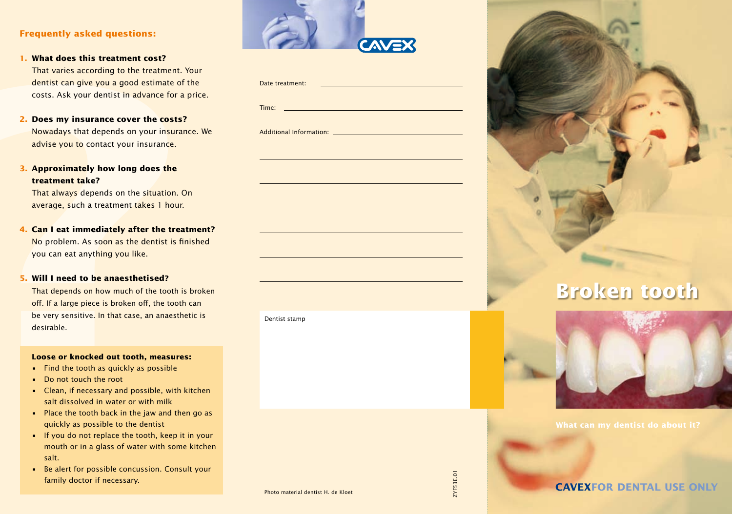## Frequently asked questions:

1. **What does this treatment cost?**
   That varies according to the treatment. Your dentist can give you a good estimate of the costs. Ask your dentist in advance for a price.

2. **Does my insurance cover the costs?**
   Nowadays that depends on your insurance. We advise you to contact your insurance.

3. **Approximately how long does the treatment take?**
   That always depends on the situation. On average, such a treatment takes 1 hour.

4. **Can I eat immediately after the treatment?**
   No problem. As soon as the dentist is finished you can eat anything you like.

5. **Will I need to be anaesthetised?**
   That depends on how much of the tooth is broken off. If a large piece is broken off, the tooth can be very sensitive. In that case, an anaesthetic is desirable.

**Loose or knocked out tooth, measures:**

- Find the tooth as quickly as possible
- Do not touch the root
- Clean, if necessary and possible, with kitchen salt dissolved in water or with milk
- Place the tooth back in the jaw and then go as quickly as possible to the dentist
- If you do not replace the tooth, keep it in your mouth or in a glass of water with some kitchen salt.
- Be alert for possible concussion. Consult your family doctor if necessary.

CAVEX

Date treatment: ____________________

Time: ____________________

Additional Information: ____________________

____________________

____________________

____________________

____________________

____________________

____________________

Dentist stamp

Photo material dentist H. de Kloet

ZYF53E.01

# Broken tooth

What can my dentist do about it?

**CAVEX** FOR DENTAL USE ONLY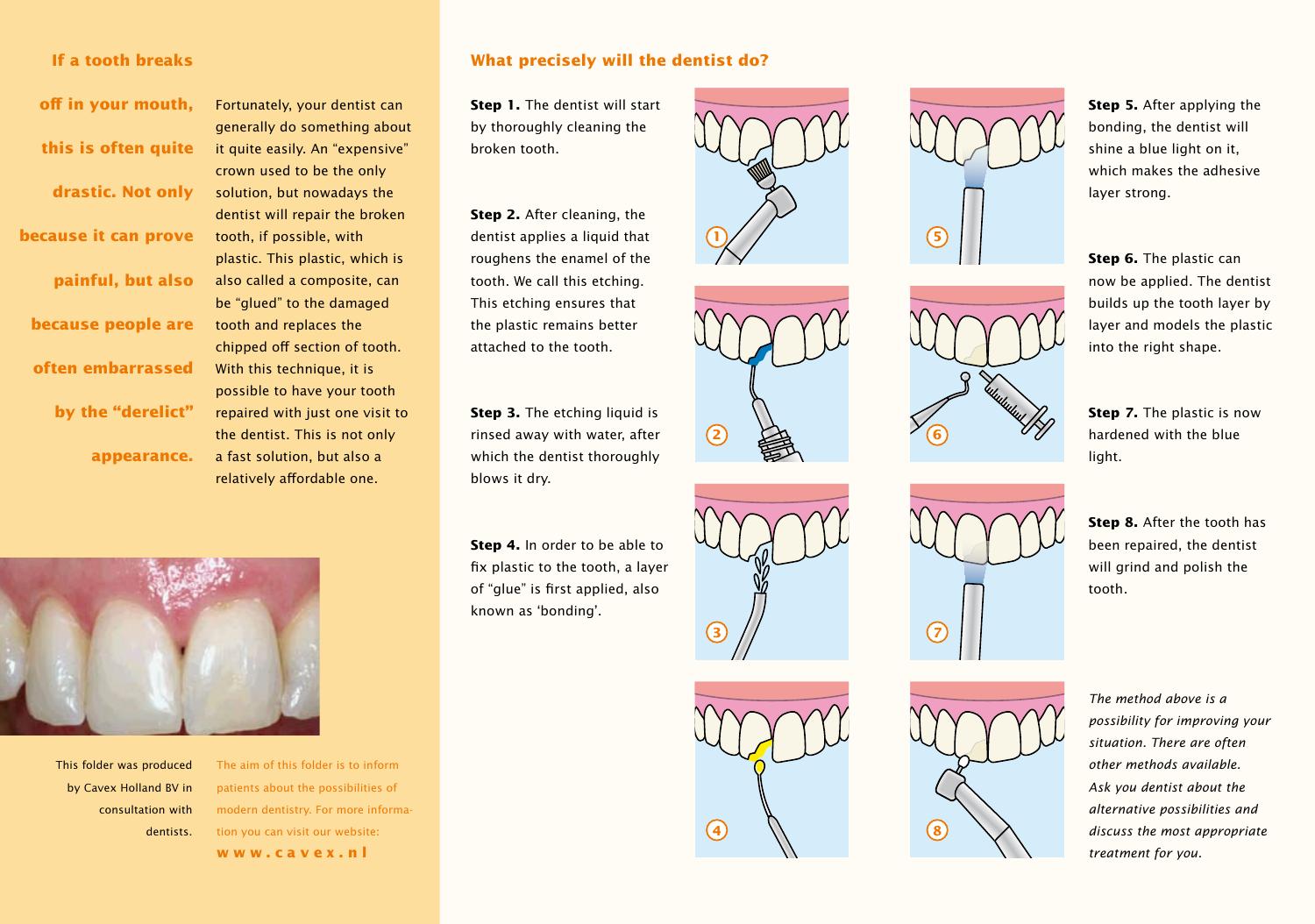## If a tooth breaks off in your mouth, this is often quite drastic. Not only because it can prove painful, but also because people are often embarrassed by the "derelict" appearance.

Fortunately, your dentist can generally do something about it quite easily. An "expensive" crown used to be the only solution, but nowadays the dentist will repair the broken tooth, if possible, with plastic. This plastic, which is also called a composite, can be "glued" to the damaged tooth and replaces the chipped off section of tooth. With this technique, it is possible to have your tooth repaired with just one visit to the dentist. This is not only a fast solution, but also a relatively affordable one.

This folder was produced by Cavex Holland BV in consultation with dentists.

The aim of this folder is to inform patients about the possibilities of modern dentistry. For more information you can visit our website: **www.cavex.nl**

## What precisely will the dentist do?

**Step 1.** The dentist will start by thoroughly cleaning the broken tooth.

**Step 2.** After cleaning, the dentist applies a liquid that roughens the enamel of the tooth. We call this etching. This etching ensures that the plastic remains better attached to the tooth.

**Step 3.** The etching liquid is rinsed away with water, after which the dentist thoroughly blows it dry.

**Step 4.** In order to be able to fix plastic to the tooth, a layer of "glue" is first applied, also known as 'bonding'.

**Step 5.** After applying the bonding, the dentist will shine a blue light on it, which makes the adhesive layer strong.

**Step 6.** The plastic can now be applied. The dentist builds up the tooth layer by layer and models the plastic into the right shape.

**Step 7.** The plastic is now hardened with the blue light.

**Step 8.** After the tooth has been repaired, the dentist will grind and polish the tooth.

1
2
3
4
5
6
7
8

*The method above is a possibility for improving your situation. There are often other methods available. Ask you dentist about the alternative possibilities and discuss the most appropriate treatment for you.*